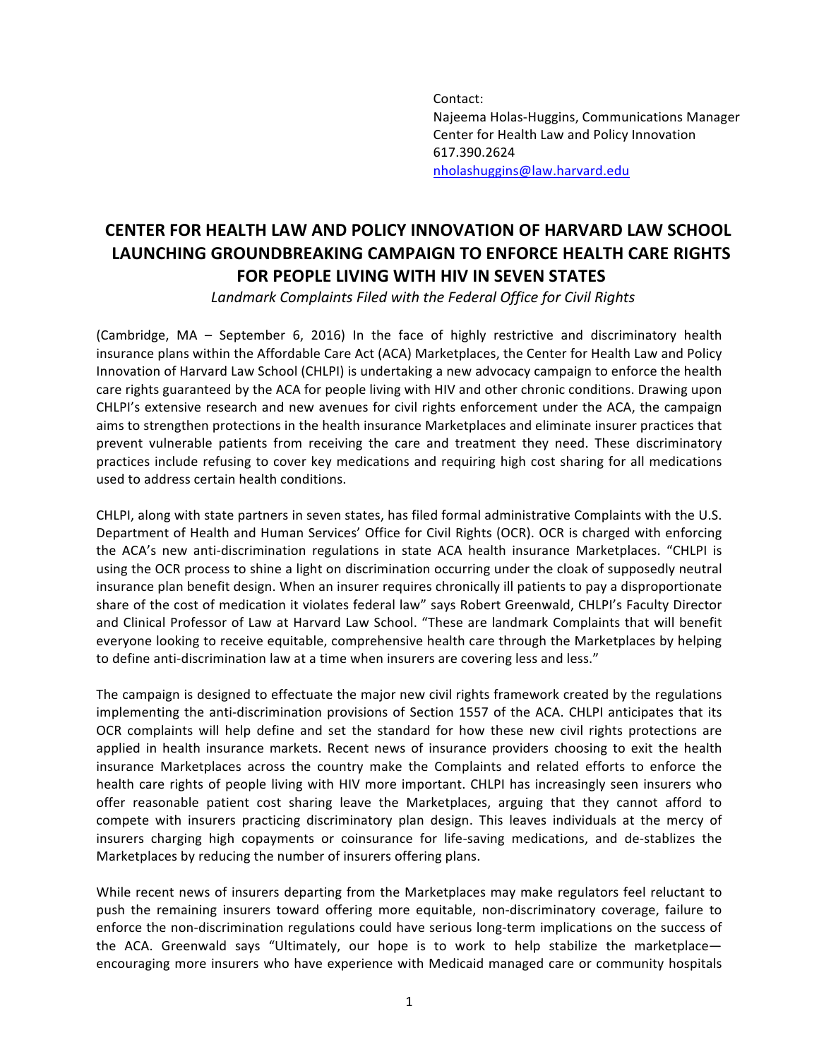Contact:
Najeema Holas-Huggins, Communications Manager
Center for Health Law and Policy Innovation
617.390.2624
nholashuggins@law.harvard.edu

# CENTER FOR HEALTH LAW AND POLICY INNOVATION OF HARVARD LAW SCHOOL LAUNCHING GROUNDBREAKING CAMPAIGN TO ENFORCE HEALTH CARE RIGHTS FOR PEOPLE LIVING WITH HIV IN SEVEN STATES

*Landmark Complaints Filed with the Federal Office for Civil Rights*

(Cambridge, MA – September 6, 2016) In the face of highly restrictive and discriminatory health insurance plans within the Affordable Care Act (ACA) Marketplaces, the Center for Health Law and Policy Innovation of Harvard Law School (CHLPI) is undertaking a new advocacy campaign to enforce the health care rights guaranteed by the ACA for people living with HIV and other chronic conditions. Drawing upon CHLPI's extensive research and new avenues for civil rights enforcement under the ACA, the campaign aims to strengthen protections in the health insurance Marketplaces and eliminate insurer practices that prevent vulnerable patients from receiving the care and treatment they need. These discriminatory practices include refusing to cover key medications and requiring high cost sharing for all medications used to address certain health conditions.

CHLPI, along with state partners in seven states, has filed formal administrative Complaints with the U.S. Department of Health and Human Services' Office for Civil Rights (OCR). OCR is charged with enforcing the ACA's new anti-discrimination regulations in state ACA health insurance Marketplaces. "CHLPI is using the OCR process to shine a light on discrimination occurring under the cloak of supposedly neutral insurance plan benefit design. When an insurer requires chronically ill patients to pay a disproportionate share of the cost of medication it violates federal law" says Robert Greenwald, CHLPI's Faculty Director and Clinical Professor of Law at Harvard Law School. "These are landmark Complaints that will benefit everyone looking to receive equitable, comprehensive health care through the Marketplaces by helping to define anti-discrimination law at a time when insurers are covering less and less."

The campaign is designed to effectuate the major new civil rights framework created by the regulations implementing the anti-discrimination provisions of Section 1557 of the ACA. CHLPI anticipates that its OCR complaints will help define and set the standard for how these new civil rights protections are applied in health insurance markets. Recent news of insurance providers choosing to exit the health insurance Marketplaces across the country make the Complaints and related efforts to enforce the health care rights of people living with HIV more important. CHLPI has increasingly seen insurers who offer reasonable patient cost sharing leave the Marketplaces, arguing that they cannot afford to compete with insurers practicing discriminatory plan design. This leaves individuals at the mercy of insurers charging high copayments or coinsurance for life-saving medications, and de-stablizes the Marketplaces by reducing the number of insurers offering plans.

While recent news of insurers departing from the Marketplaces may make regulators feel reluctant to push the remaining insurers toward offering more equitable, non-discriminatory coverage, failure to enforce the non-discrimination regulations could have serious long-term implications on the success of the ACA. Greenwald says "Ultimately, our hope is to work to help stabilize the marketplace—encouraging more insurers who have experience with Medicaid managed care or community hospitals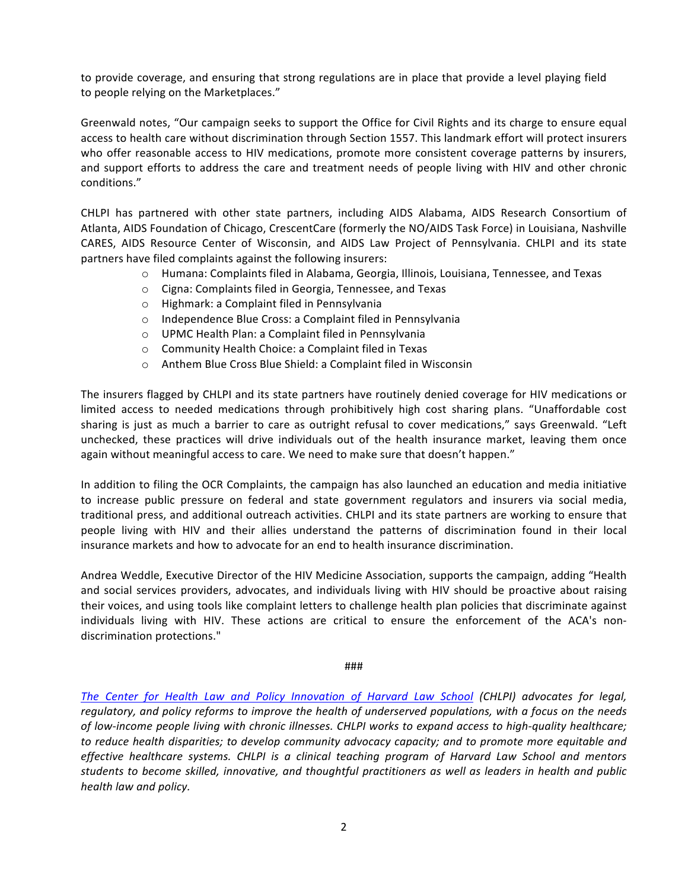to provide coverage, and ensuring that strong regulations are in place that provide a level playing field to people relying on the Marketplaces."

Greenwald notes, "Our campaign seeks to support the Office for Civil Rights and its charge to ensure equal access to health care without discrimination through Section 1557. This landmark effort will protect insurers who offer reasonable access to HIV medications, promote more consistent coverage patterns by insurers, and support efforts to address the care and treatment needs of people living with HIV and other chronic conditions."

CHLPI has partnered with other state partners, including AIDS Alabama, AIDS Research Consortium of Atlanta, AIDS Foundation of Chicago, CrescentCare (formerly the NO/AIDS Task Force) in Louisiana, Nashville CARES, AIDS Resource Center of Wisconsin, and AIDS Law Project of Pennsylvania. CHLPI and its state partners have filed complaints against the following insurers:

- Humana: Complaints filed in Alabama, Georgia, Illinois, Louisiana, Tennessee, and Texas
- Cigna: Complaints filed in Georgia, Tennessee, and Texas
- Highmark: a Complaint filed in Pennsylvania
- Independence Blue Cross: a Complaint filed in Pennsylvania
- UPMC Health Plan: a Complaint filed in Pennsylvania
- Community Health Choice: a Complaint filed in Texas
- Anthem Blue Cross Blue Shield: a Complaint filed in Wisconsin

The insurers flagged by CHLPI and its state partners have routinely denied coverage for HIV medications or limited access to needed medications through prohibitively high cost sharing plans. "Unaffordable cost sharing is just as much a barrier to care as outright refusal to cover medications," says Greenwald. "Left unchecked, these practices will drive individuals out of the health insurance market, leaving them once again without meaningful access to care. We need to make sure that doesn't happen."

In addition to filing the OCR Complaints, the campaign has also launched an education and media initiative to increase public pressure on federal and state government regulators and insurers via social media, traditional press, and additional outreach activities. CHLPI and its state partners are working to ensure that people living with HIV and their allies understand the patterns of discrimination found in their local insurance markets and how to advocate for an end to health insurance discrimination.

Andrea Weddle, Executive Director of the HIV Medicine Association, supports the campaign, adding "Health and social services providers, advocates, and individuals living with HIV should be proactive about raising their voices, and using tools like complaint letters to challenge health plan policies that discriminate against individuals living with HIV. These actions are critical to ensure the enforcement of the ACA's non-discrimination protections."

###

*The Center for Health Law and Policy Innovation of Harvard Law School (CHLPI) advocates for legal, regulatory, and policy reforms to improve the health of underserved populations, with a focus on the needs of low-income people living with chronic illnesses. CHLPI works to expand access to high-quality healthcare; to reduce health disparities; to develop community advocacy capacity; and to promote more equitable and effective healthcare systems. CHLPI is a clinical teaching program of Harvard Law School and mentors students to become skilled, innovative, and thoughtful practitioners as well as leaders in health and public health law and policy.*